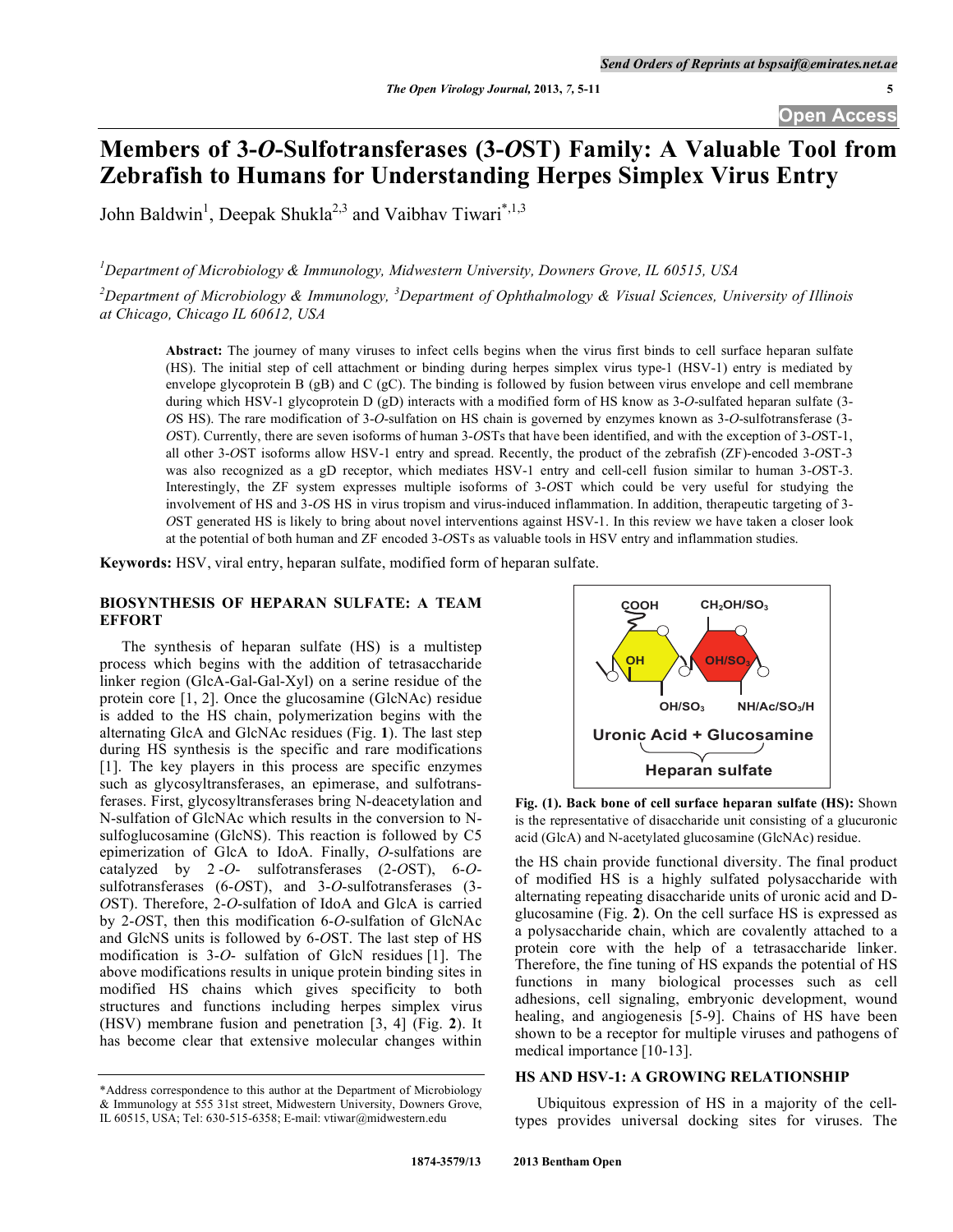# Members of 3-*O*-Sulfotransferases (3-*O*ST) Family: A Valuable Tool from Zebrafish to Humans for Understanding Herpes Simplex Virus Entry

John Baldwin[1], Deepak Shukla[2,3] and Vaibhav Tiwari*[,1,3]

[1]Department of Microbiology & Immunology, Midwestern University, Downers Grove, IL 60515, USA

[2]Department of Microbiology & Immunology, [3]Department of Ophthalmology & Visual Sciences, University of Illinois at Chicago, Chicago IL 60612, USA

**Abstract:** The journey of many viruses to infect cells begins when the virus first binds to cell surface heparan sulfate (HS). The initial step of cell attachment or binding during herpes simplex virus type-1 (HSV-1) entry is mediated by envelope glycoprotein B (gB) and C (gC). The binding is followed by fusion between virus envelope and cell membrane during which HSV-1 glycoprotein D (gD) interacts with a modified form of HS know as 3-*O*-sulfated heparan sulfate (3-*O*S HS). The rare modification of 3-*O*-sulfation on HS chain is governed by enzymes known as 3-*O*-sulfotransferase (3-*O*ST). Currently, there are seven isoforms of human 3-*O*STs that have been identified, and with the exception of 3-*O*ST-1, all other 3-*O*ST isoforms allow HSV-1 entry and spread. Recently, the product of the zebrafish (ZF)-encoded 3-*O*ST-3 was also recognized as a gD receptor, which mediates HSV-1 entry and cell-cell fusion similar to human 3-*O*ST-3. Interestingly, the ZF system expresses multiple isoforms of 3-*O*ST which could be very useful for studying the involvement of HS and 3-*O*S HS in virus tropism and virus-induced inflammation. In addition, therapeutic targeting of 3-*O*ST generated HS is likely to bring about novel interventions against HSV-1. In this review we have taken a closer look at the potential of both human and ZF encoded 3-*O*STs as valuable tools in HSV entry and inflammation studies.

**Keywords:** HSV, viral entry, heparan sulfate, modified form of heparan sulfate.

## BIOSYNTHESIS OF HEPARAN SULFATE: A TEAM EFFORT

The synthesis of heparan sulfate (HS) is a multistep process which begins with the addition of tetrasaccharide linker region (GlcA-Gal-Gal-Xyl) on a serine residue of the protein core [1, 2]. Once the glucosamine (GlcNAc) residue is added to the HS chain, polymerization begins with the alternating GlcA and GlcNAc residues (Fig. **1**). The last step during HS synthesis is the specific and rare modifications [1]. The key players in this process are specific enzymes such as glycosyltransferases, an epimerase, and sulfotransferases. First, glycosyltransferases bring N-deacetylation and N-sulfation of GlcNAc which results in the conversion to N-sulfoglucosamine (GlcNS). This reaction is followed by C5 epimerization of GlcA to IdoA. Finally, *O*-sulfations are catalyzed by 2-*O*- sulfotransferases (2-*O*ST), 6-*O*-sulfotransferases (6-*O*ST), and 3-*O*-sulfotransferases (3-*O*ST). Therefore, 2-*O*-sulfation of IdoA and GlcA is carried by 2-*O*ST, then this modification 6-*O*-sulfation of GlcNAc and GlcNS units is followed by 6-*O*ST. The last step of HS modification is 3-*O*- sulfation of GlcN residues [1]. The above modifications results in unique protein binding sites in modified HS chains which gives specificity to both structures and functions including herpes simplex virus (HSV) membrane fusion and penetration [3, 4] (Fig. **2**). It has become clear that extensive molecular changes within the HS chain provide functional diversity. The final product of modified HS is a highly sulfated polysaccharide with alternating repeating disaccharide units of uronic acid and D-glucosamine (Fig. **2**). On the cell surface HS is expressed as a polysaccharide chain, which are covalently attached to a protein core with the help of a tetrasaccharide linker. Therefore, the fine tuning of HS expands the potential of HS functions in many biological processes such as cell adhesions, cell signaling, embryonic development, wound healing, and angiogenesis [5-9]. Chains of HS have been shown to be a receptor for multiple viruses and pathogens of medical importance [10-13].

COOH | $CH_2OH/SO_3$ | OH | $OH/SO_3$ | $OH/SO_3$ | $NH/Ac/SO_3/H$

Uronic Acid + Glucosamine

Heparan sulfate

**Fig. (1). Back bone of cell surface heparan sulfate (HS):** Shown is the representative of disaccharide unit consisting of a glucuronic acid (GlcA) and N-acetylated glucosamine (GlcNAc) residue.

## HS AND HSV-1: A GROWING RELATIONSHIP

Ubiquitous expression of HS in a majority of the cell-types provides universal docking sites for viruses. The

*Address correspondence to this author at the Department of Microbiology & Immunology at 555 31st street, Midwestern University, Downers Grove, IL 60515, USA; Tel: 630-515-6358; E-mail: vtiwar@midwestern.edu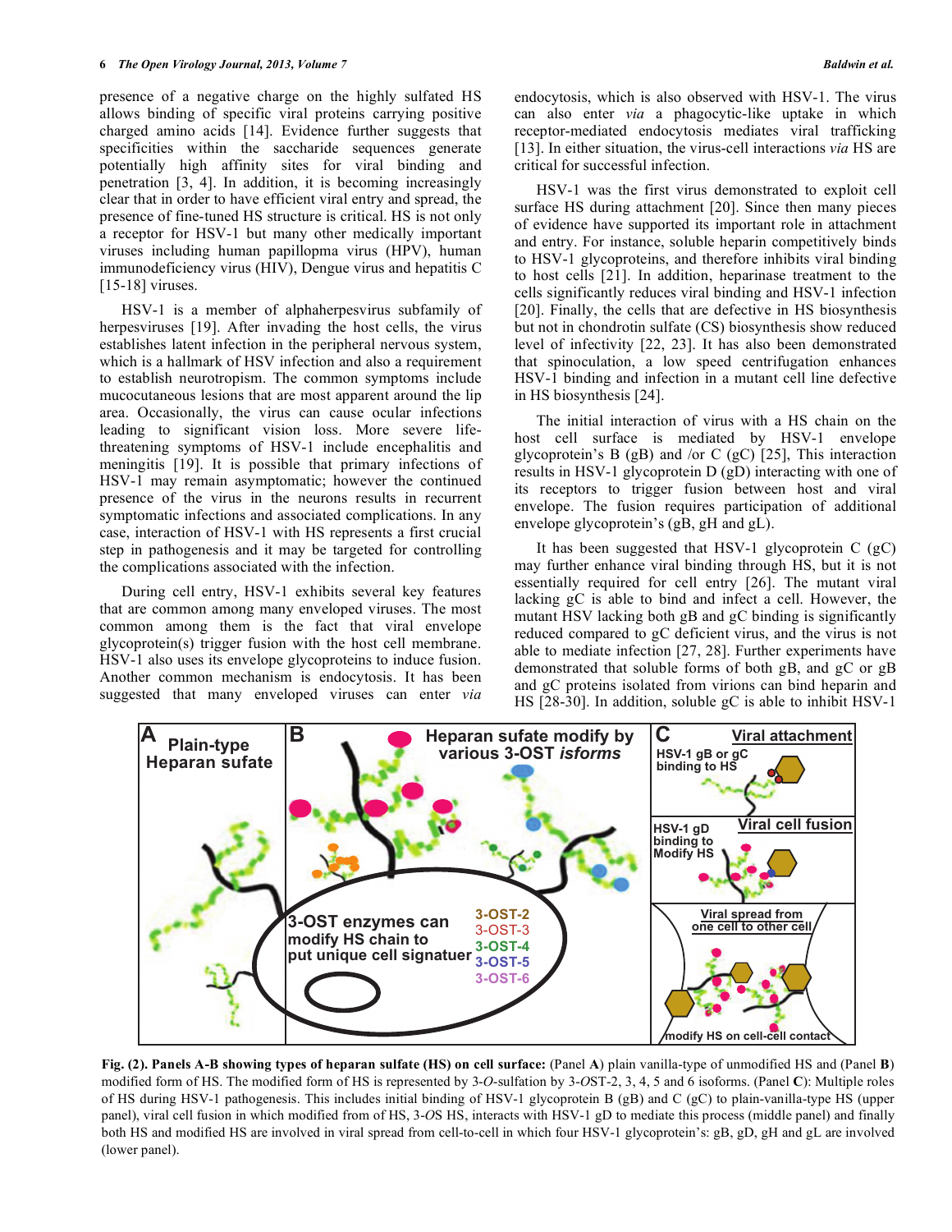presence of a negative charge on the highly sulfated HS allows binding of specific viral proteins carrying positive charged amino acids [14]. Evidence further suggests that specificities within the saccharide sequences generate potentially high affinity sites for viral binding and penetration [3, 4]. In addition, it is becoming increasingly clear that in order to have efficient viral entry and spread, the presence of fine-tuned HS structure is critical. HS is not only a receptor for HSV-1 but many other medically important viruses including human papillopma virus (HPV), human immunodeficiency virus (HIV), Dengue virus and hepatitis C [15-18] viruses.

HSV-1 is a member of alphaherpesvirus subfamily of herpesviruses [19]. After invading the host cells, the virus establishes latent infection in the peripheral nervous system, which is a hallmark of HSV infection and also a requirement to establish neurotropism. The common symptoms include mucocutaneous lesions that are most apparent around the lip area. Occasionally, the virus can cause ocular infections leading to significant vision loss. More severe life-threatening symptoms of HSV-1 include encephalitis and meningitis [19]. It is possible that primary infections of HSV-1 may remain asymptomatic; however the continued presence of the virus in the neurons results in recurrent symptomatic infections and associated complications. In any case, interaction of HSV-1 with HS represents a first crucial step in pathogenesis and it may be targeted for controlling the complications associated with the infection.

During cell entry, HSV-1 exhibits several key features that are common among many enveloped viruses. The most common among them is the fact that viral envelope glycoprotein(s) trigger fusion with the host cell membrane. HSV-1 also uses its envelope glycoproteins to induce fusion. Another common mechanism is endocytosis. It has been suggested that many enveloped viruses can enter *via* endocytosis, which is also observed with HSV-1. The virus can also enter *via* a phagocytic-like uptake in which receptor-mediated endocytosis mediates viral trafficking [13]. In either situation, the virus-cell interactions *via* HS are critical for successful infection.

HSV-1 was the first virus demonstrated to exploit cell surface HS during attachment [20]. Since then many pieces of evidence have supported its important role in attachment and entry. For instance, soluble heparin competitively binds to HSV-1 glycoproteins, and therefore inhibits viral binding to host cells [21]. In addition, heparinase treatment to the cells significantly reduces viral binding and HSV-1 infection [20]. Finally, the cells that are defective in HS biosynthesis but not in chondrotin sulfate (CS) biosynthesis show reduced level of infectivity [22, 23]. It has also been demonstrated that spinoculation, a low speed centrifugation enhances HSV-1 binding and infection in a mutant cell line defective in HS biosynthesis [24].

The initial interaction of virus with a HS chain on the host cell surface is mediated by HSV-1 envelope glycoprotein's B (gB) and /or C (gC) [25], This interaction results in HSV-1 glycoprotein D (gD) interacting with one of its receptors to trigger fusion between host and viral envelope. The fusion requires participation of additional envelope glycoprotein's (gB, gH and gL).

It has been suggested that HSV-1 glycoprotein C (gC) may further enhance viral binding through HS, but it is not essentially required for cell entry [26]. The mutant viral lacking gC is able to bind and infect a cell. However, the mutant HSV lacking both gB and gC binding is significantly reduced compared to gC deficient virus, and the virus is not able to mediate infection [27, 28]. Further experiments have demonstrated that soluble forms of both gB, and gC or gB and gC proteins isolated from virions can bind heparin and HS [28-30]. In addition, soluble gC is able to inhibit HSV-1

**Fig. (2). Panels A-B showing types of heparan sulfate (HS) on cell surface:** (Panel **A**) plain vanilla-type of unmodified HS and (Panel **B**) modified form of HS. The modified form of HS is represented by 3-*O*-sulfation by 3-*O*ST-2, 3, 4, 5 and 6 isoforms. (Panel **C**): Multiple roles of HS during HSV-1 pathogenesis. This includes initial binding of HSV-1 glycoprotein B (gB) and C (gC) to plain-vanilla-type HS (upper panel), viral cell fusion in which modified from of HS, 3-*O*S HS, interacts with HSV-1 gD to mediate this process (middle panel) and finally both HS and modified HS are involved in viral spread from cell-to-cell in which four HSV-1 glycoprotein's: gB, gD, gH and gL are involved (lower panel).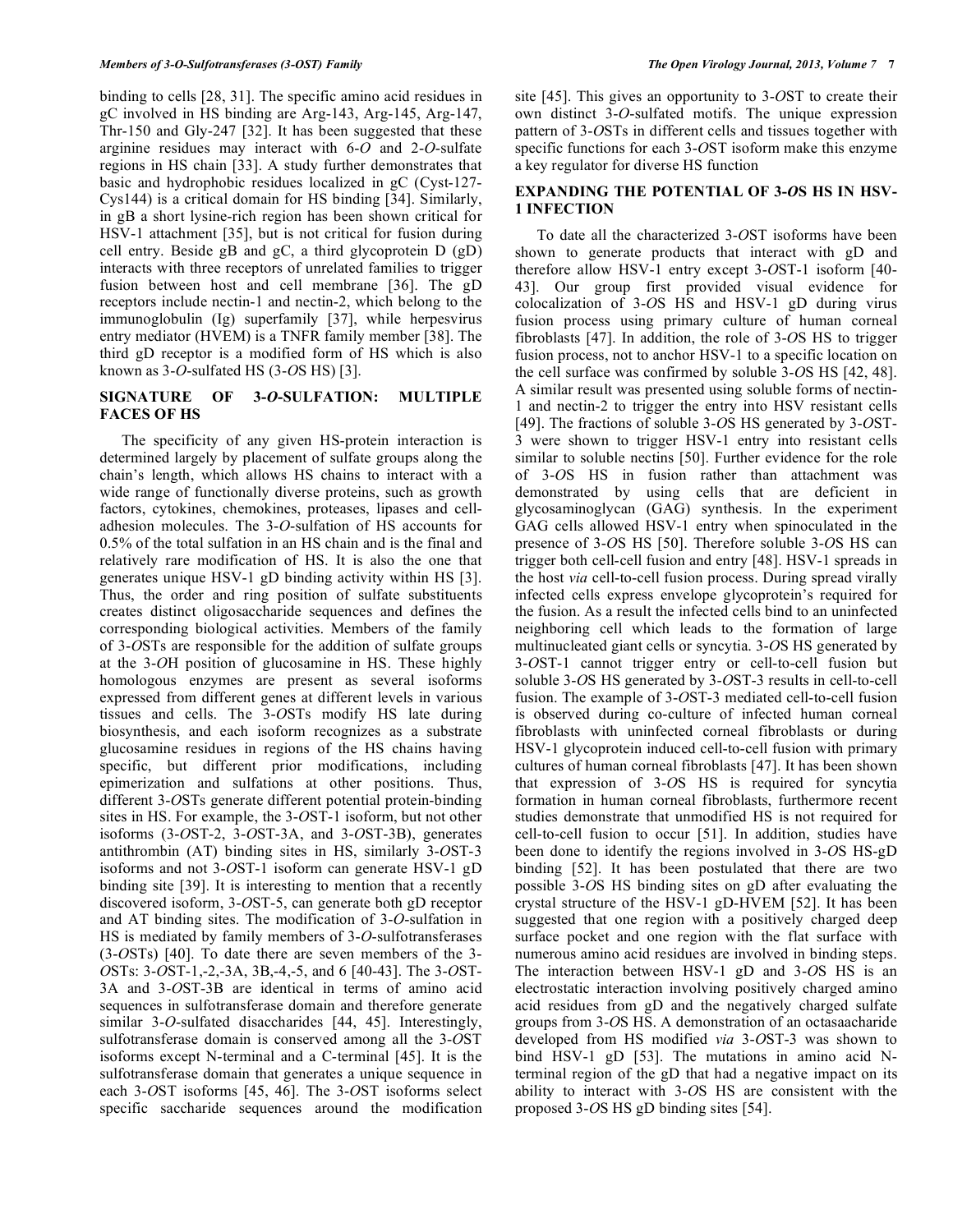binding to cells [28, 31]. The specific amino acid residues in gC involved in HS binding are Arg-143, Arg-145, Arg-147, Thr-150 and Gly-247 [32]. It has been suggested that these arginine residues may interact with 6-*O* and 2-*O*-sulfate regions in HS chain [33]. A study further demonstrates that basic and hydrophobic residues localized in gC (Cyst-127-Cys144) is a critical domain for HS binding [34]. Similarly, in gB a short lysine-rich region has been shown critical for HSV-1 attachment [35], but is not critical for fusion during cell entry. Beside gB and gC, a third glycoprotein D (gD) interacts with three receptors of unrelated families to trigger fusion between host and cell membrane [36]. The gD receptors include nectin-1 and nectin-2, which belong to the immunoglobulin (Ig) superfamily [37], while herpesvirus entry mediator (HVEM) is a TNFR family member [38]. The third gD receptor is a modified form of HS which is also known as 3-*O*-sulfated HS (3-*O*S HS) [3].

## SIGNATURE OF 3-*O*-SULFATION: MULTIPLE FACES OF HS

The specificity of any given HS-protein interaction is determined largely by placement of sulfate groups along the chain's length, which allows HS chains to interact with a wide range of functionally diverse proteins, such as growth factors, cytokines, chemokines, proteases, lipases and cell-adhesion molecules. The 3-*O*-sulfation of HS accounts for 0.5% of the total sulfation in an HS chain and is the final and relatively rare modification of HS. It is also the one that generates unique HSV-1 gD binding activity within HS [3]. Thus, the order and ring position of sulfate substituents creates distinct oligosaccharide sequences and defines the corresponding biological activities. Members of the family of 3-*O*STs are responsible for the addition of sulfate groups at the 3-*O*H position of glucosamine in HS. These highly homologous enzymes are present as several isoforms expressed from different genes at different levels in various tissues and cells. The 3-*O*STs modify HS late during biosynthesis, and each isoform recognizes as a substrate glucosamine residues in regions of the HS chains having specific, but different prior modifications, including epimerization and sulfations at other positions. Thus, different 3-*O*STs generate different potential protein-binding sites in HS. For example, the 3-*O*ST-1 isoform, but not other isoforms (3-*O*ST-2, 3-*O*ST-3A, and 3-*O*ST-3B), generates antithrombin (AT) binding sites in HS, similarly 3-*O*ST-3 isoforms and not 3-*O*ST-1 isoform can generate HSV-1 gD binding site [39]. It is interesting to mention that a recently discovered isoform, 3-*O*ST-5, can generate both gD receptor and AT binding sites. The modification of 3-*O*-sulfation in HS is mediated by family members of 3-*O*-sulfotransferases (3-*O*STs) [40]. To date there are seven members of the 3-*O*STs: 3-*O*ST-1,-2,-3A, 3B,-4,-5, and 6 [40-43]. The 3-*O*ST-3A and 3-*O*ST-3B are identical in terms of amino acid sequences in sulfotransferase domain and therefore generate similar 3-*O*-sulfated disaccharides [44, 45]. Interestingly, sulfotransferase domain is conserved among all the 3-*O*ST isoforms except N-terminal and a C-terminal [45]. It is the sulfotransferase domain that generates a unique sequence in each 3-*O*ST isoforms [45, 46]. The 3-*O*ST isoforms select specific saccharide sequences around the modification site [45]. This gives an opportunity to 3-*O*ST to create their own distinct 3-*O*-sulfated motifs. The unique expression pattern of 3-*O*STs in different cells and tissues together with specific functions for each 3-*O*ST isoform make this enzyme a key regulator for diverse HS function

## EXPANDING THE POTENTIAL OF 3-*O*S HS IN HSV-1 INFECTION

To date all the characterized 3-*O*ST isoforms have been shown to generate products that interact with gD and therefore allow HSV-1 entry except 3-*O*ST-1 isoform [40-43]. Our group first provided visual evidence for colocalization of 3-*O*S HS and HSV-1 gD during virus fusion process using primary culture of human corneal fibroblasts [47]. In addition, the role of 3-*O*S HS to trigger fusion process, not to anchor HSV-1 to a specific location on the cell surface was confirmed by soluble 3-*O*S HS [42, 48]. A similar result was presented using soluble forms of nectin-1 and nectin-2 to trigger the entry into HSV resistant cells [49]. The fractions of soluble 3-*O*S HS generated by 3-*O*ST-3 were shown to trigger HSV-1 entry into resistant cells similar to soluble nectins [50]. Further evidence for the role of 3-*O*S HS in fusion rather than attachment was demonstrated by using cells that are deficient in glycosaminoglycan (GAG) synthesis. In the experiment GAG cells allowed HSV-1 entry when spinoculated in the presence of 3-*O*S HS [50]. Therefore soluble 3-*O*S HS can trigger both cell-cell fusion and entry [48]. HSV-1 spreads in the host *via* cell-to-cell fusion process. During spread virally infected cells express envelope glycoprotein's required for the fusion. As a result the infected cells bind to an uninfected neighboring cell which leads to the formation of large multinucleated giant cells or syncytia. 3-*O*S HS generated by 3-*O*ST-1 cannot trigger entry or cell-to-cell fusion but soluble 3-*O*S HS generated by 3-*O*ST-3 results in cell-to-cell fusion. The example of 3-*O*ST-3 mediated cell-to-cell fusion is observed during co-culture of infected human corneal fibroblasts with uninfected corneal fibroblasts or during HSV-1 glycoprotein induced cell-to-cell fusion with primary cultures of human corneal fibroblasts [47]. It has been shown that expression of 3-*O*S HS is required for syncytia formation in human corneal fibroblasts, furthermore recent studies demonstrate that unmodified HS is not required for cell-to-cell fusion to occur [51]. In addition, studies have been done to identify the regions involved in 3-*O*S HS-gD binding [52]. It has been postulated that there are two possible 3-*O*S HS binding sites on gD after evaluating the crystal structure of the HSV-1 gD-HVEM [52]. It has been suggested that one region with a positively charged deep surface pocket and one region with the flat surface with numerous amino acid residues are involved in binding steps. The interaction between HSV-1 gD and 3-*O*S HS is an electrostatic interaction involving positively charged amino acid residues from gD and the negatively charged sulfate groups from 3-*O*S HS. A demonstration of an octasaacharide developed from HS modified *via* 3-*O*ST-3 was shown to bind HSV-1 gD [53]. The mutations in amino acid N-terminal region of the gD that had a negative impact on its ability to interact with 3-*O*S HS are consistent with the proposed 3-*O*S HS gD binding sites [54].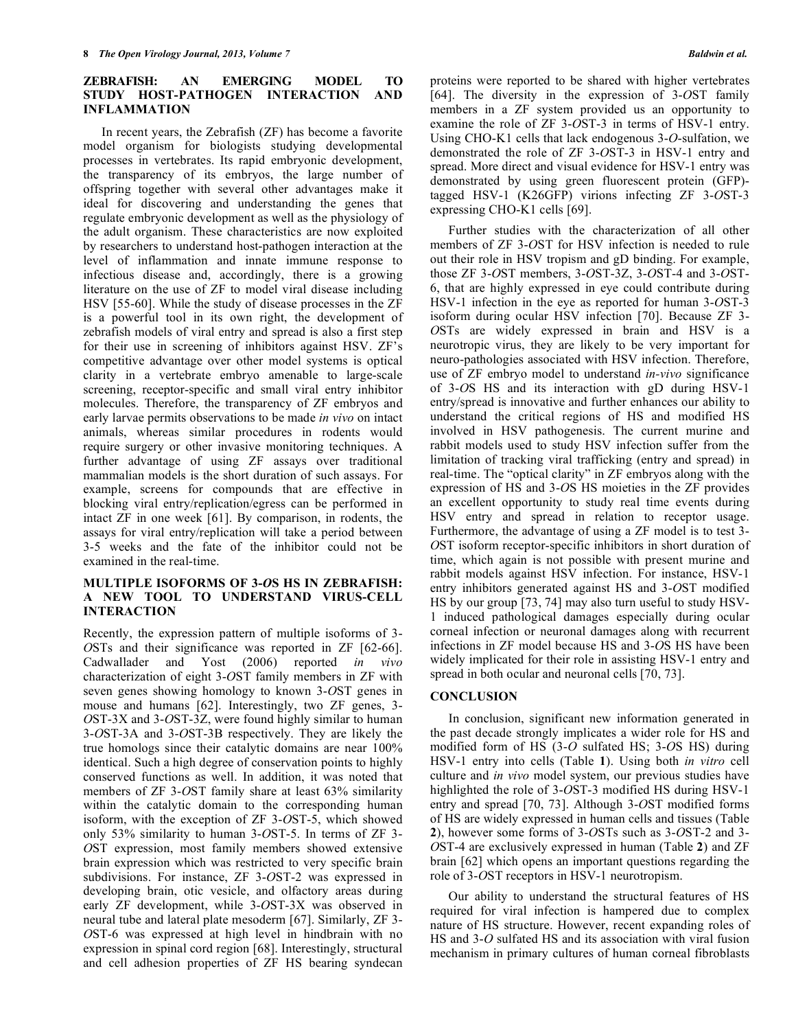## ZEBRAFISH: AN EMERGING MODEL TO STUDY HOST-PATHOGEN INTERACTION AND INFLAMMATION

In recent years, the Zebrafish (ZF) has become a favorite model organism for biologists studying developmental processes in vertebrates. Its rapid embryonic development, the transparency of its embryos, the large number of offspring together with several other advantages make it ideal for discovering and understanding the genes that regulate embryonic development as well as the physiology of the adult organism. These characteristics are now exploited by researchers to understand host-pathogen interaction at the level of inflammation and innate immune response to infectious disease and, accordingly, there is a growing literature on the use of ZF to model viral disease including HSV [55-60]. While the study of disease processes in the ZF is a powerful tool in its own right, the development of zebrafish models of viral entry and spread is also a first step for their use in screening of inhibitors against HSV. ZF's competitive advantage over other model systems is optical clarity in a vertebrate embryo amenable to large-scale screening, receptor-specific and small viral entry inhibitor molecules. Therefore, the transparency of ZF embryos and early larvae permits observations to be made *in vivo* on intact animals, whereas similar procedures in rodents would require surgery or other invasive monitoring techniques. A further advantage of using ZF assays over traditional mammalian models is the short duration of such assays. For example, screens for compounds that are effective in blocking viral entry/replication/egress can be performed in intact ZF in one week [61]. By comparison, in rodents, the assays for viral entry/replication will take a period between 3-5 weeks and the fate of the inhibitor could not be examined in the real-time.

## MULTIPLE ISOFORMS OF 3-*O*S HS IN ZEBRAFISH: A NEW TOOL TO UNDERSTAND VIRUS-CELL INTERACTION

Recently, the expression pattern of multiple isoforms of 3-*O*STs and their significance was reported in ZF [62-66]. Cadwallader and Yost (2006) reported *in vivo* characterization of eight 3-*O*ST family members in ZF with seven genes showing homology to known 3-*O*ST genes in mouse and humans [62]. Interestingly, two ZF genes, 3-*O*ST-3X and 3-*O*ST-3Z, were found highly similar to human 3-*O*ST-3A and 3-*O*ST-3B respectively. They are likely the true homologs since their catalytic domains are near 100% identical. Such a high degree of conservation points to highly conserved functions as well. In addition, it was noted that members of ZF 3-*O*ST family share at least 63% similarity within the catalytic domain to the corresponding human isoform, with the exception of ZF 3-*O*ST-5, which showed only 53% similarity to human 3-*O*ST-5. In terms of ZF 3-*O*ST expression, most family members showed extensive brain expression which was restricted to very specific brain subdivisions. For instance, ZF 3-*O*ST-2 was expressed in developing brain, otic vesicle, and olfactory areas during early ZF development, while 3-*O*ST-3X was observed in neural tube and lateral plate mesoderm [67]. Similarly, ZF 3-*O*ST-6 was expressed at high level in hindbrain with no expression in spinal cord region [68]. Interestingly, structural and cell adhesion properties of ZF HS bearing syndecan proteins were reported to be shared with higher vertebrates [64]. The diversity in the expression of 3-*O*ST family members in a ZF system provided us an opportunity to examine the role of ZF 3-*O*ST-3 in terms of HSV-1 entry. Using CHO-K1 cells that lack endogenous 3-*O*-sulfation, we demonstrated the role of ZF 3-*O*ST-3 in HSV-1 entry and spread. More direct and visual evidence for HSV-1 entry was demonstrated by using green fluorescent protein (GFP)-tagged HSV-1 (K26GFP) virions infecting ZF 3-*O*ST-3 expressing CHO-K1 cells [69].

Further studies with the characterization of all other members of ZF 3-*O*ST for HSV infection is needed to rule out their role in HSV tropism and gD binding. For example, those ZF 3-*O*ST members, 3-*O*ST-3Z, 3-*O*ST-4 and 3-*O*ST-6, that are highly expressed in eye could contribute during HSV-1 infection in the eye as reported for human 3-*O*ST-3 isoform during ocular HSV infection [70]. Because ZF 3-*O*STs are widely expressed in brain and HSV is a neurotropic virus, they are likely to be very important for neuro-pathologies associated with HSV infection. Therefore, use of ZF embryo model to understand *in-vivo* significance of 3-*O*S HS and its interaction with gD during HSV-1 entry/spread is innovative and further enhances our ability to understand the critical regions of HS and modified HS involved in HSV pathogenesis. The current murine and rabbit models used to study HSV infection suffer from the limitation of tracking viral trafficking (entry and spread) in real-time. The "optical clarity" in ZF embryos along with the expression of HS and 3-*O*S HS moieties in the ZF provides an excellent opportunity to study real time events during HSV entry and spread in relation to receptor usage. Furthermore, the advantage of using a ZF model is to test 3-*O*ST isoform receptor-specific inhibitors in short duration of time, which again is not possible with present murine and rabbit models against HSV infection. For instance, HSV-1 entry inhibitors generated against HS and 3-*O*ST modified HS by our group [73, 74] may also turn useful to study HSV-1 induced pathological damages especially during ocular corneal infection or neuronal damages along with recurrent infections in ZF model because HS and 3-*O*S HS have been widely implicated for their role in assisting HSV-1 entry and spread in both ocular and neuronal cells [70, 73].

## CONCLUSION

In conclusion, significant new information generated in the past decade strongly implicates a wider role for HS and modified form of HS (3-*O* sulfated HS; 3-*O*S HS) during HSV-1 entry into cells (Table **1**). Using both *in vitro* cell culture and *in vivo* model system, our previous studies have highlighted the role of 3-*O*ST-3 modified HS during HSV-1 entry and spread [70, 73]. Although 3-*O*ST modified forms of HS are widely expressed in human cells and tissues (Table **2**), however some forms of 3-*O*STs such as 3-*O*ST-2 and 3-*O*ST-4 are exclusively expressed in human (Table **2**) and ZF brain [62] which opens an important questions regarding the role of 3-*O*ST receptors in HSV-1 neurotropism.

Our ability to understand the structural features of HS required for viral infection is hampered due to complex nature of HS structure. However, recent expanding roles of HS and 3-*O* sulfated HS and its association with viral fusion mechanism in primary cultures of human corneal fibroblasts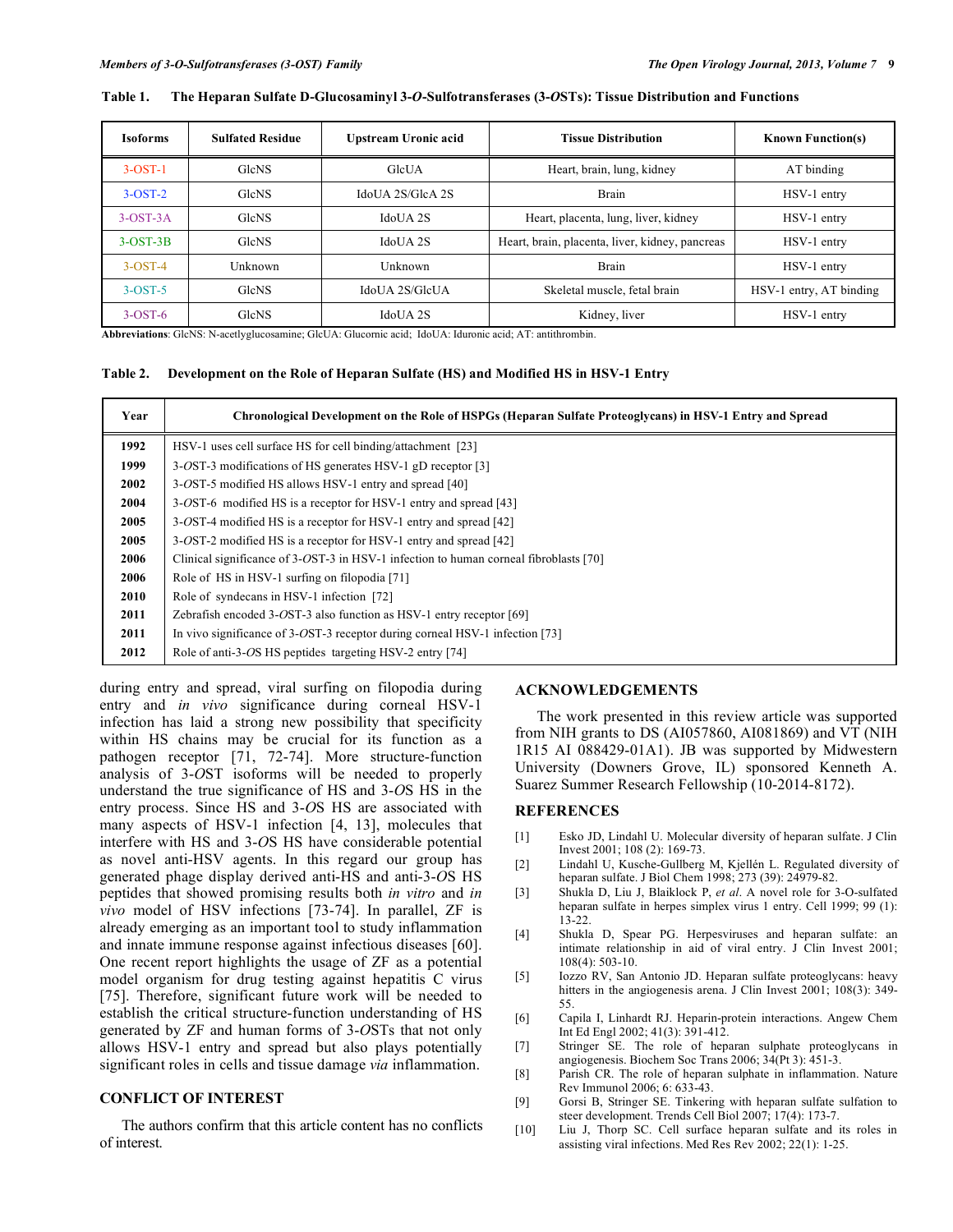**Table 1. The Heparan Sulfate D-Glucosaminyl 3-*O*-Sulfotransferases (3-*O*STs): Tissue Distribution and Functions**

| Isoforms | Sulfated Residue | Upstream Uronic acid | Tissue Distribution | Known Function(s) |
|---|---|---|---|---|
| 3-OST-1 | GlcNS | GlcUA | Heart, brain, lung, kidney | AT binding |
| 3-OST-2 | GlcNS | IdoUA 2S/GlcA 2S | Brain | HSV-1 entry |
| 3-OST-3A | GlcNS | IdoUA 2S | Heart, placenta, lung, liver, kidney | HSV-1 entry |
| 3-OST-3B | GlcNS | IdoUA 2S | Heart, brain, placenta, liver, kidney, pancreas | HSV-1 entry |
| 3-OST-4 | Unknown | Unknown | Brain | HSV-1 entry |
| 3-OST-5 | GlcNS | IdoUA 2S/GlcUA | Skeletal muscle, fetal brain | HSV-1 entry, AT binding |
| 3-OST-6 | GlcNS | IdoUA 2S | Kidney, liver | HSV-1 entry |

**Abbreviations**: GlcNS: N-acetylglucosamine; GlcUA: Glucornic acid; IdoUA: Iduronic acid; AT: antithrombin.

**Table 2. Development on the Role of Heparan Sulfate (HS) and Modified HS in HSV-1 Entry**

| Year | Chronological Development on the Role of HSPGs (Heparan Sulfate Proteoglycans) in HSV-1 Entry and Spread |
|---|---|
| **1992** | HSV-1 uses cell surface HS for cell binding/attachment [23] |
| **1999** | 3-*O*ST-3 modifications of HS generates HSV-1 gD receptor [3] |
| **2002** | 3-*O*ST-5 modified HS allows HSV-1 entry and spread [40] |
| **2004** | 3-*O*ST-6 modified HS is a receptor for HSV-1 entry and spread [43] |
| **2005** | 3-*O*ST-4 modified HS is a receptor for HSV-1 entry and spread [42] |
| **2005** | 3-*O*ST-2 modified HS is a receptor for HSV-1 entry and spread [42] |
| **2006** | Clinical significance of 3-*O*ST-3 in HSV-1 infection to human corneal fibroblasts [70] |
| **2006** | Role of HS in HSV-1 surfing on filopodia [71] |
| **2010** | Role of syndecans in HSV-1 infection [72] |
| **2011** | Zebrafish encoded 3-*O*ST-3 also function as HSV-1 entry receptor [69] |
| **2011** | In vivo significance of 3-*O*ST-3 receptor during corneal HSV-1 infection [73] |
| **2012** | Role of anti-3-*O*S HS peptides targeting HSV-2 entry [74] |

during entry and spread, viral surfing on filopodia during entry and *in vivo* significance during corneal HSV-1 infection has laid a strong new possibility that specificity within HS chains may be crucial for its function as a pathogen receptor [71, 72-74]. More structure-function analysis of 3-*O*ST isoforms will be needed to properly understand the true significance of HS and 3-*O*S HS in the entry process. Since HS and 3-*O*S HS are associated with many aspects of HSV-1 infection [4, 13], molecules that interfere with HS and 3-*O*S HS have considerable potential as novel anti-HSV agents. In this regard our group has generated phage display derived anti-HS and anti-3-*O*S HS peptides that showed promising results both *in vitro* and *in vivo* model of HSV infections [73-74]. In parallel, ZF is already emerging as an important tool to study inflammation and innate immune response against infectious diseases [60]. One recent report highlights the usage of ZF as a potential model organism for drug testing against hepatitis C virus [75]. Therefore, significant future work will be needed to establish the critical structure-function understanding of HS generated by ZF and human forms of 3-*O*STs that not only allows HSV-1 entry and spread but also plays potentially significant roles in cells and tissue damage *via* inflammation.

## CONFLICT OF INTEREST

The authors confirm that this article content has no conflicts of interest.

## ACKNOWLEDGEMENTS

The work presented in this review article was supported from NIH grants to DS (AI057860, AI081869) and VT (NIH 1R15 AI 088429-01A1). JB was supported by Midwestern University (Downers Grove, IL) sponsored Kenneth A. Suarez Summer Research Fellowship (10-2014-8172).

## REFERENCES

[1] Esko JD, Lindahl U. Molecular diversity of heparan sulfate. J Clin Invest 2001; 108 (2): 169-73.

[2] Lindahl U, Kusche-Gullberg M, Kjellén L. Regulated diversity of heparan sulfate. J Biol Chem 1998; 273 (39): 24979-82.

[3] Shukla D, Liu J, Blaiklock P, *et al*. A novel role for 3-O-sulfated heparan sulfate in herpes simplex virus 1 entry. Cell 1999; 99 (1): 13-22.

[4] Shukla D, Spear PG. Herpesviruses and heparan sulfate: an intimate relationship in aid of viral entry. J Clin Invest 2001; 108(4): 503-10.

[5] Iozzo RV, San Antonio JD. Heparan sulfate proteoglycans: heavy hitters in the angiogenesis arena. J Clin Invest 2001; 108(3): 349-55.

[6] Capila I, Linhardt RJ. Heparin-protein interactions. Angew Chem Int Ed Engl 2002; 41(3): 391-412.

[7] Stringer SE. The role of heparan sulphate proteoglycans in angiogenesis. Biochem Soc Trans 2006; 34(Pt 3): 451-3.

[8] Parish CR. The role of heparan sulphate in inflammation. Nature Rev Immunol 2006; 6: 633-43.

[9] Gorsi B, Stringer SE. Tinkering with heparan sulfate sulfation to steer development. Trends Cell Biol 2007; 17(4): 173-7.

[10] Liu J, Thorp SC. Cell surface heparan sulfate and its roles in assisting viral infections. Med Res Rev 2002; 22(1): 1-25.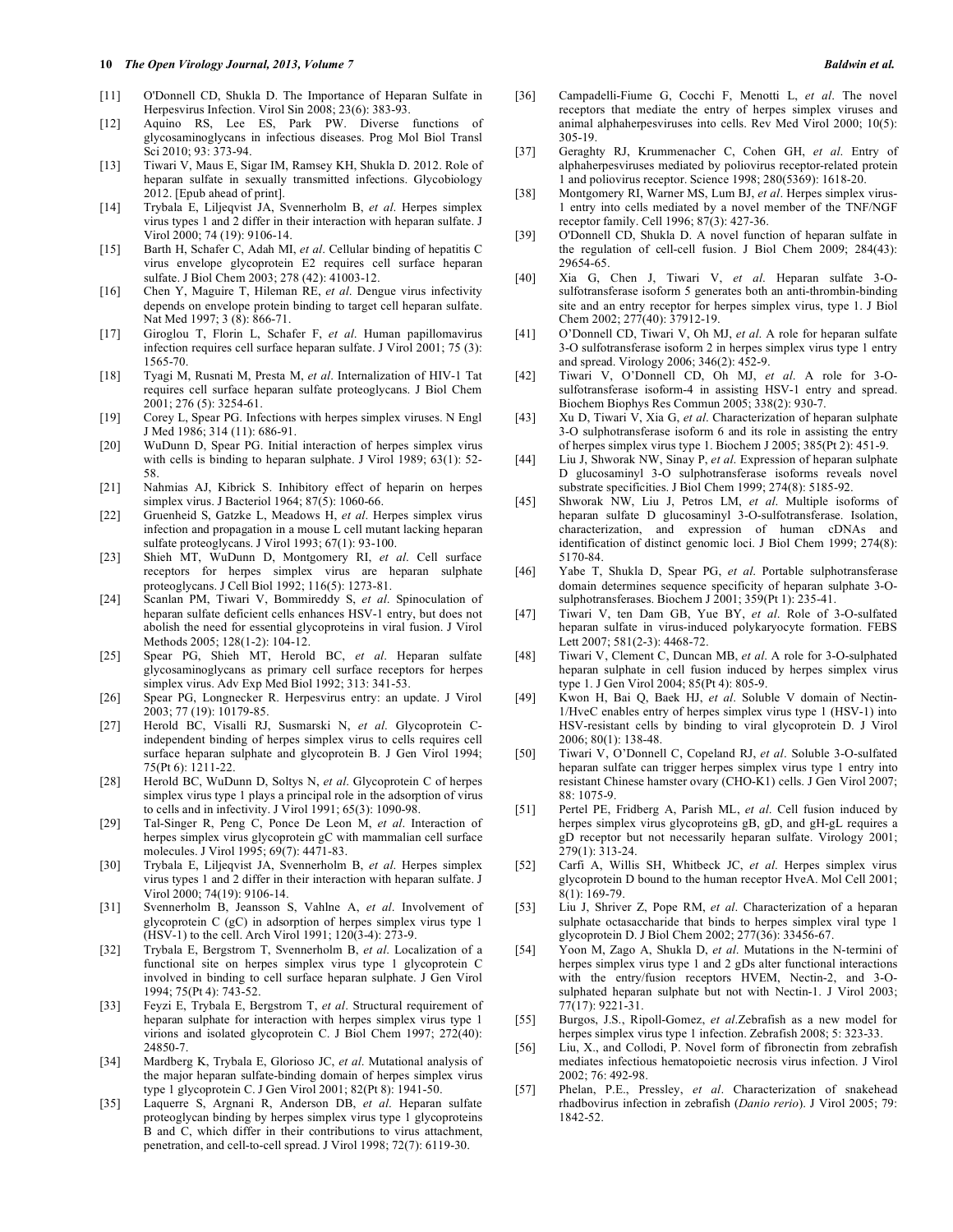[11] O'Donnell CD, Shukla D. The Importance of Heparan Sulfate in Herpesvirus Infection. Virol Sin 2008; 23(6): 383-93.

[12] Aquino RS, Lee ES, Park PW. Diverse functions of glycosaminoglycans in infectious diseases. Prog Mol Biol Transl Sci 2010; 93: 373-94.

[13] Tiwari V, Maus E, Sigar IM, Ramsey KH, Shukla D. 2012. Role of heparan sulfate in sexually transmitted infections. Glycobiology 2012. [Epub ahead of print].

[14] Trybala E, Liljeqvist JA, Svennerholm B, *et al*. Herpes simplex virus types 1 and 2 differ in their interaction with heparan sulfate. J Virol 2000; 74 (19): 9106-14.

[15] Barth H, Schafer C, Adah MI, *et al*. Cellular binding of hepatitis C virus envelope glycoprotein E2 requires cell surface heparan sulfate. J Biol Chem 2003; 278 (42): 41003-12.

[16] Chen Y, Maguire T, Hileman RE, *et al*. Dengue virus infectivity depends on envelope protein binding to target cell heparan sulfate. Nat Med 1997; 3 (8): 866-71.

[17] Giroglou T, Florin L, Schafer F, *et al*. Human papillomavirus infection requires cell surface heparan sulfate. J Virol 2001; 75 (3): 1565-70.

[18] Tyagi M, Rusnati M, Presta M, *et al*. Internalization of HIV-1 Tat requires cell surface heparan sulfate proteoglycans. J Biol Chem 2001; 276 (5): 3254-61.

[19] Corey L, Spear PG. Infections with herpes simplex viruses. N Engl J Med 1986; 314 (11): 686-91.

[20] WuDunn D, Spear PG. Initial interaction of herpes simplex virus with cells is binding to heparan sulphate. J Virol 1989; 63(1): 52-58.

[21] Nahmias AJ, Kibrick S. Inhibitory effect of heparin on herpes simplex virus. J Bacteriol 1964; 87(5): 1060-66.

[22] Gruenheid S, Gatzke L, Meadows H, *et al*. Herpes simplex virus infection and propagation in a mouse L cell mutant lacking heparan sulfate proteoglycans. J Virol 1993; 67(1): 93-100.

[23] Shieh MT, WuDunn D, Montgomery RI, *et al*. Cell surface receptors for herpes simplex virus are heparan sulphate proteoglycans. J Cell Biol 1992; 116(5): 1273-81.

[24] Scanlan PM, Tiwari V, Bommireddy S, *et al*. Spinoculation of heparan sulfate deficient cells enhances HSV-1 entry, but does not abolish the need for essential glycoproteins in viral fusion. J Virol Methods 2005; 128(1-2): 104-12.

[25] Spear PG, Shieh MT, Herold BC, *et al*. Heparan sulfate glycosaminoglycans as primary cell surface receptors for herpes simplex virus. Adv Exp Med Biol 1992; 313: 341-53.

[26] Spear PG, Longnecker R. Herpesvirus entry: an update. J Virol 2003; 77 (19): 10179-85.

[27] Herold BC, Visalli RJ, Susmarski N, *et al*. Glycoprotein C-independent binding of herpes simplex virus to cells requires cell surface heparan sulphate and glycoprotein B. J Gen Virol 1994; 75(Pt 6): 1211-22.

[28] Herold BC, WuDunn D, Soltys N, *et al*. Glycoprotein C of herpes simplex virus type 1 plays a principal role in the adsorption of virus to cells and in infectivity. J Virol 1991; 65(3): 1090-98.

[29] Tal-Singer R, Peng C, Ponce De Leon M, *et al*. Interaction of herpes simplex virus glycoprotein gC with mammalian cell surface molecules. J Virol 1995; 69(7): 4471-83.

[30] Trybala E, Liljeqvist JA, Svennerholm B, *et al*. Herpes simplex virus types 1 and 2 differ in their interaction with heparan sulfate. J Virol 2000; 74(19): 9106-14.

[31] Svennerholm B, Jeansson S, Vahlne A, *et al*. Involvement of glycoprotein C (gC) in adsorption of herpes simplex virus type 1 (HSV-1) to the cell. Arch Virol 1991; 120(3-4): 273-9.

[32] Trybala E, Bergstrom T, Svennerholm B, *et al*. Localization of a functional site on herpes simplex virus type 1 glycoprotein C involved in binding to cell surface heparan sulphate. J Gen Virol 1994; 75(Pt 4): 743-52.

[33] Feyzi E, Trybala E, Bergstrom T, *et al*. Structural requirement of heparan sulphate for interaction with herpes simplex virus type 1 virions and isolated glycoprotein C. J Biol Chem 1997; 272(40): 24850-7.

[34] Mardberg K, Trybala E, Glorioso JC, *et al*. Mutational analysis of the major heparan sulfate-binding domain of herpes simplex virus type 1 glycoprotein C. J Gen Virol 2001; 82(Pt 8): 1941-50.

[35] Laquerre S, Argnani R, Anderson DB, *et al*. Heparan sulfate proteoglycan binding by herpes simplex virus type 1 glycoproteins B and C, which differ in their contributions to virus attachment, penetration, and cell-to-cell spread. J Virol 1998; 72(7): 6119-30.

[36] Campadelli-Fiume G, Cocchi F, Menotti L, *et al*. The novel receptors that mediate the entry of herpes simplex viruses and animal alphaherpesviruses into cells. Rev Med Virol 2000; 10(5): 305-19.

[37] Geraghty RJ, Krummenacher C, Cohen GH, *et al*. Entry of alphaherpesviruses mediated by poliovirus receptor-related protein 1 and poliovirus receptor. Science 1998; 280(5369): 1618-20.

[38] Montgomery RI, Warner MS, Lum BJ, *et al*. Herpes simplex virus-1 entry into cells mediated by a novel member of the TNF/NGF receptor family. Cell 1996; 87(3): 427-36.

[39] O'Donnell CD, Shukla D. A novel function of heparan sulfate in the regulation of cell-cell fusion. J Biol Chem 2009; 284(43): 29654-65.

[40] Xia G, Chen J, Tiwari V, *et al*. Heparan sulfate 3-O-sulfotransferase isoform 5 generates both an anti-thrombin-binding site and an entry receptor for herpes simplex virus, type 1. J Biol Chem 2002; 277(40): 37912-19.

[41] O'Donnell CD, Tiwari V, Oh MJ, *et al*. A role for heparan sulfate 3-O sulfotransferase isoform 2 in herpes simplex virus type 1 entry and spread. Virology 2006; 346(2): 452-9.

[42] Tiwari V, O'Donnell CD, Oh MJ, *et al*. A role for 3-O-sulfotransferase isoform-4 in assisting HSV-1 entry and spread. Biochem Biophys Res Commun 2005; 338(2): 930-7.

[43] Xu D, Tiwari V, Xia G, *et al*. Characterization of heparan sulphate 3-O sulphotransferase isoform 6 and its role in assisting the entry of herpes simplex virus type 1. Biochem J 2005; 385(Pt 2): 451-9.

[44] Liu J, Shworak NW, Sinay P, *et al*. Expression of heparan sulphate D glucosaminyl 3-O sulphotransferase isoforms reveals novel substrate specificities. J Biol Chem 1999; 274(8): 5185-92.

[45] Shworak NW, Liu J, Petros LM, *et al*. Multiple isoforms of heparan sulfate D glucosaminyl 3-O-sulfotransferase. Isolation, characterization, and expression of human cDNAs and identification of distinct genomic loci. J Biol Chem 1999; 274(8): 5170-84.

[46] Yabe T, Shukla D, Spear PG, *et al*. Portable sulphotransferase domain determines sequence specificity of heparan sulphate 3-O-sulphotransferases. Biochem J 2001; 359(Pt 1): 235-41.

[47] Tiwari V, ten Dam GB, Yue BY, *et al*. Role of 3-O-sulfated heparan sulfate in virus-induced polykaryocyte formation. FEBS Lett 2007; 581(2-3): 4468-72.

[48] Tiwari V, Clement C, Duncan MB, *et al*. A role for 3-O-sulphated heparan sulphate in cell fusion induced by herpes simplex virus type 1. J Gen Virol 2004; 85(Pt 4): 805-9.

[49] Kwon H, Bai Q, Baek HJ, *et al*. Soluble V domain of Nectin-1/HveC enables entry of herpes simplex virus type 1 (HSV-1) into HSV-resistant cells by binding to viral glycoprotein D. J Virol 2006; 80(1): 138-48.

[50] Tiwari V, O'Donnell C, Copeland RJ, *et al*. Soluble 3-O-sulfated heparan sulfate can trigger herpes simplex virus type 1 entry into resistant Chinese hamster ovary (CHO-K1) cells. J Gen Virol 2007; 88: 1075-9.

[51] Pertel PE, Fridberg A, Parish ML, *et al*. Cell fusion induced by herpes simplex virus glycoproteins gB, gD, and gH-gL requires a gD receptor but not necessarily heparan sulfate. Virology 2001; 279(1): 313-24.

[52] Carfi A, Willis SH, Whitbeck JC, *et al*. Herpes simplex virus glycoprotein D bound to the human receptor HveA. Mol Cell 2001; 8(1): 169-79.

[53] Liu J, Shriver Z, Pope RM, *et al*. Characterization of a heparan sulphate octasaccharide that binds to herpes simplex viral type 1 glycoprotein D. J Biol Chem 2002; 277(36): 33456-67.

[54] Yoon M, Zago A, Shukla D, *et al*. Mutations in the N-termini of herpes simplex virus type 1 and 2 gDs alter functional interactions with the entry/fusion receptors HVEM, Nectin-2, and 3-O-sulphated heparan sulphate but not with Nectin-1. J Virol 2003; 77(17): 9221-31.

[55] Burgos, J.S., Ripoll-Gomez, *et al*.Zebrafish as a new model for herpes simplex virus type 1 infection. Zebrafish 2008; 5: 323-33.

[56] Liu, X., and Collodi, P. Novel form of fibronectin from zebrafish mediates infectious hematopoietic necrosis virus infection. J Virol 2002; 76: 492-98.

[57] Phelan, P.E., Pressley, *et al*. Characterization of snakehead rhabdovirus infection in zebrafish (*Danio rerio*). J Virol 2005; 79: 1842-52.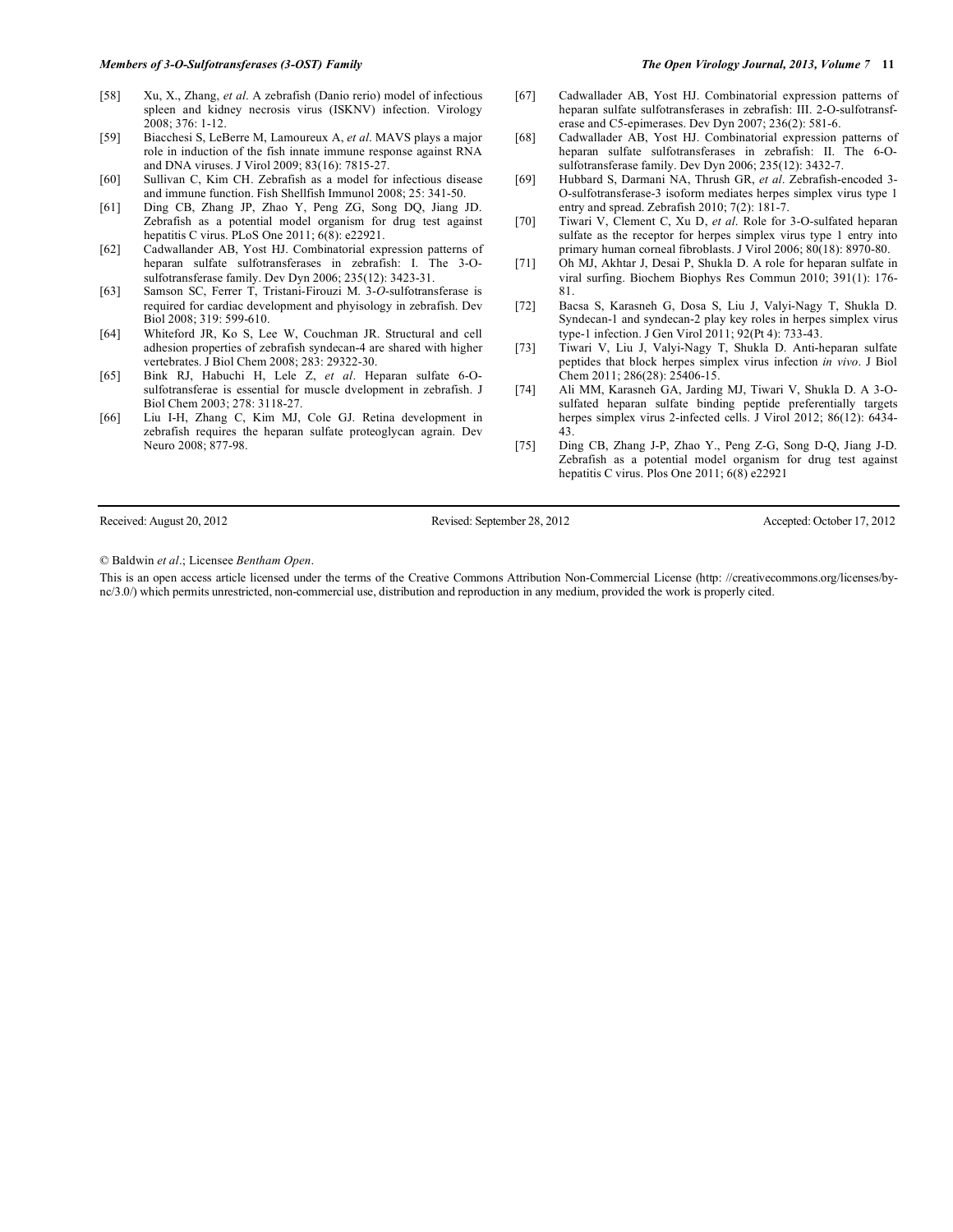[58] Xu, X., Zhang, *et al*. A zebrafish (Danio rerio) model of infectious spleen and kidney necrosis virus (ISKNV) infection. Virology 2008; 376: 1-12.

[59] Biacchesi S, LeBerre M, Lamoureux A, *et al*. MAVS plays a major role in induction of the fish innate immune response against RNA and DNA viruses. J Virol 2009; 83(16): 7815-27.

[60] Sullivan C, Kim CH. Zebrafish as a model for infectious disease and immune function. Fish Shellfish Immunol 2008; 25: 341-50.

[61] Ding CB, Zhang JP, Zhao Y, Peng ZG, Song DQ, Jiang JD. Zebrafish as a potential model organism for drug test against hepatitis C virus. PLoS One 2011; 6(8): e22921.

[62] Cadwallander AB, Yost HJ. Combinatorial expression patterns of heparan sulfate sulfotransferases in zebrafish: I. The 3-O-sulfotransferase family. Dev Dyn 2006; 235(12): 3423-31.

[63] Samson SC, Ferrer T, Tristani-Firouzi M. 3-*O*-sulfotransferase is required for cardiac development and phyisology in zebrafish. Dev Biol 2008; 319: 599-610.

[64] Whiteford JR, Ko S, Lee W, Couchman JR. Structural and cell adhesion properties of zebrafish syndecan-4 are shared with higher vertebrates. J Biol Chem 2008; 283: 29322-30.

[65] Bink RJ, Habuchi H, Lele Z, *et al*. Heparan sulfate 6-O-sulfotransferae is essential for muscle dvelopment in zebrafish. J Biol Chem 2003; 278: 3118-27.

[66] Liu I-H, Zhang C, Kim MJ, Cole GJ. Retina development in zebrafish requires the heparan sulfate proteoglycan agrain. Dev Neuro 2008; 877-98.

[67] Cadwallader AB, Yost HJ. Combinatorial expression patterns of heparan sulfate sulfotransferases in zebrafish: III. 2-O-sulfotransferase and C5-epimerases. Dev Dyn 2007; 236(2): 581-6.

[68] Cadwallader AB, Yost HJ. Combinatorial expression patterns of heparan sulfate sulfotransferases in zebrafish: II. The 6-O-sulfotransferase family. Dev Dyn 2006; 235(12): 3432-7.

[69] Hubbard S, Darmani NA, Thrush GR, *et al*. Zebrafish-encoded 3-O-sulfotransferase-3 isoform mediates herpes simplex virus type 1 entry and spread. Zebrafish 2010; 7(2): 181-7.

[70] Tiwari V, Clement C, Xu D, *et al*. Role for 3-O-sulfated heparan sulfate as the receptor for herpes simplex virus type 1 entry into primary human corneal fibroblasts. J Virol 2006; 80(18): 8970-80.

[71] Oh MJ, Akhtar J, Desai P, Shukla D. A role for heparan sulfate in viral surfing. Biochem Biophys Res Commun 2010; 391(1): 176-81.

[72] Bacsa S, Karasneh G, Dosa S, Liu J, Valyi-Nagy T, Shukla D. Syndecan-1 and syndecan-2 play key roles in herpes simplex virus type-1 infection. J Gen Virol 2011; 92(Pt 4): 733-43.

[73] Tiwari V, Liu J, Valyi-Nagy T, Shukla D. Anti-heparan sulfate peptides that block herpes simplex virus infection *in vivo*. J Biol Chem 2011; 286(28): 25406-15.

[74] Ali MM, Karasneh GA, Jarding MJ, Tiwari V, Shukla D. A 3-O-sulfated heparan sulfate binding peptide preferentially targets herpes simplex virus 2-infected cells. J Virol 2012; 86(12): 6434-43.

[75] Ding CB, Zhang J-P, Zhao Y., Peng Z-G, Song D-Q, Jiang J-D. Zebrafish as a potential model organism for drug test against hepatitis C virus. Plos One 2011; 6(8) e22921

Received: August 20, 2012 Revised: September 28, 2012 Accepted: October 17, 2012

© Baldwin *et al*.; Licensee *Bentham Open*.

This is an open access article licensed under the terms of the Creative Commons Attribution Non-Commercial License (http: //creativecommons.org/licenses/by-nc/3.0/) which permits unrestricted, non-commercial use, distribution and reproduction in any medium, provided the work is properly cited.